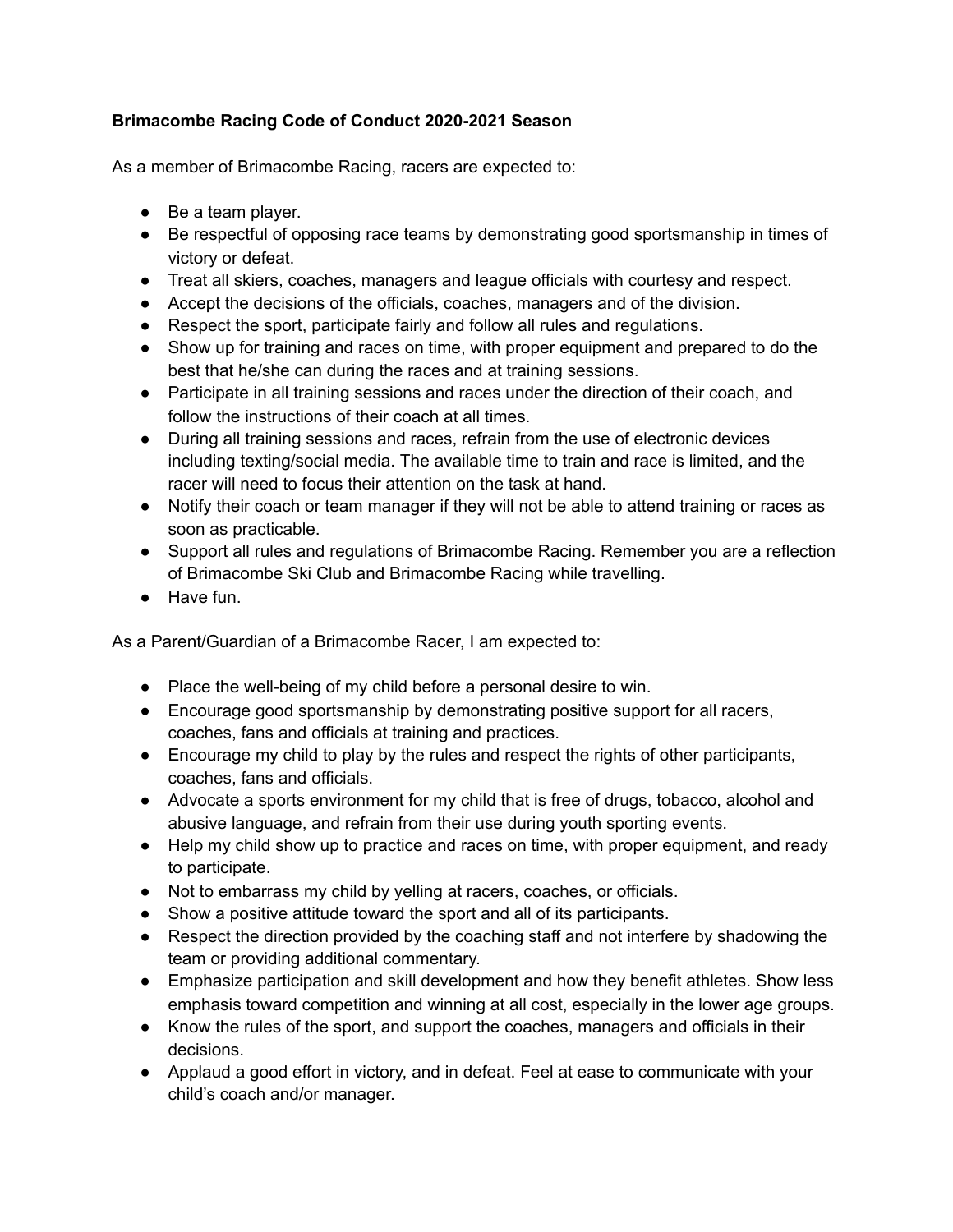**Brimacombe Racing Code of Conduct 2020-2021 Season**

As a member of Brimacombe Racing, racers are expected to:

- Be a team player.
- Be respectful of opposing race teams by demonstrating good sportsmanship in times of victory or defeat.
- Treat all skiers, coaches, managers and league officials with courtesy and respect.
- Accept the decisions of the officials, coaches, managers and of the division.
- Respect the sport, participate fairly and follow all rules and regulations.
- Show up for training and races on time, with proper equipment and prepared to do the best that he/she can during the races and at training sessions.
- Participate in all training sessions and races under the direction of their coach, and follow the instructions of their coach at all times.
- During all training sessions and races, refrain from the use of electronic devices including texting/social media. The available time to train and race is limited, and the racer will need to focus their attention on the task at hand.
- Notify their coach or team manager if they will not be able to attend training or races as soon as practicable.
- Support all rules and regulations of Brimacombe Racing. Remember you are a reflection of Brimacombe Ski Club and Brimacombe Racing while travelling.
- Have fun.

As a Parent/Guardian of a Brimacombe Racer, I am expected to:

- Place the well-being of my child before a personal desire to win.
- Encourage good sportsmanship by demonstrating positive support for all racers, coaches, fans and officials at training and practices.
- Encourage my child to play by the rules and respect the rights of other participants, coaches, fans and officials.
- Advocate a sports environment for my child that is free of drugs, tobacco, alcohol and abusive language, and refrain from their use during youth sporting events.
- Help my child show up to practice and races on time, with proper equipment, and ready to participate.
- Not to embarrass my child by yelling at racers, coaches, or officials.
- Show a positive attitude toward the sport and all of its participants.
- Respect the direction provided by the coaching staff and not interfere by shadowing the team or providing additional commentary.
- Emphasize participation and skill development and how they benefit athletes. Show less emphasis toward competition and winning at all cost, especially in the lower age groups.
- Know the rules of the sport, and support the coaches, managers and officials in their decisions.
- Applaud a good effort in victory, and in defeat. Feel at ease to communicate with your child's coach and/or manager.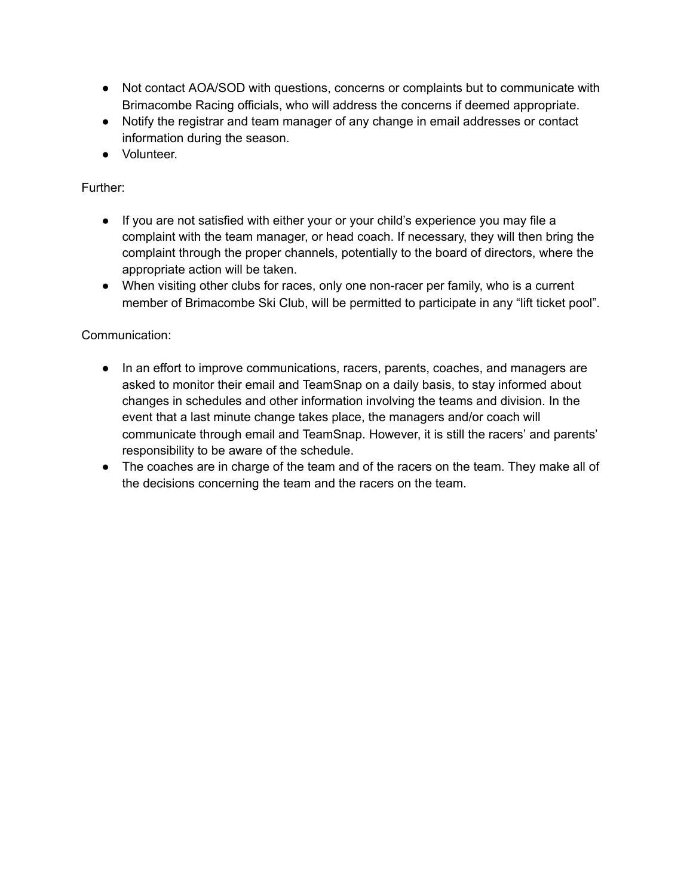- Not contact AOA/SOD with questions, concerns or complaints but to communicate with Brimacombe Racing officials, who will address the concerns if deemed appropriate.
- Notify the registrar and team manager of any change in email addresses or contact information during the season.
- Volunteer.

Further:

- If you are not satisfied with either your or your child's experience you may file a complaint with the team manager, or head coach. If necessary, they will then bring the complaint through the proper channels, potentially to the board of directors, where the appropriate action will be taken.
- When visiting other clubs for races, only one non-racer per family, who is a current member of Brimacombe Ski Club, will be permitted to participate in any "lift ticket pool".

Communication:

- In an effort to improve communications, racers, parents, coaches, and managers are asked to monitor their email and TeamSnap on a daily basis, to stay informed about changes in schedules and other information involving the teams and division. In the event that a last minute change takes place, the managers and/or coach will communicate through email and TeamSnap. However, it is still the racers' and parents' responsibility to be aware of the schedule.
- The coaches are in charge of the team and of the racers on the team. They make all of the decisions concerning the team and the racers on the team.